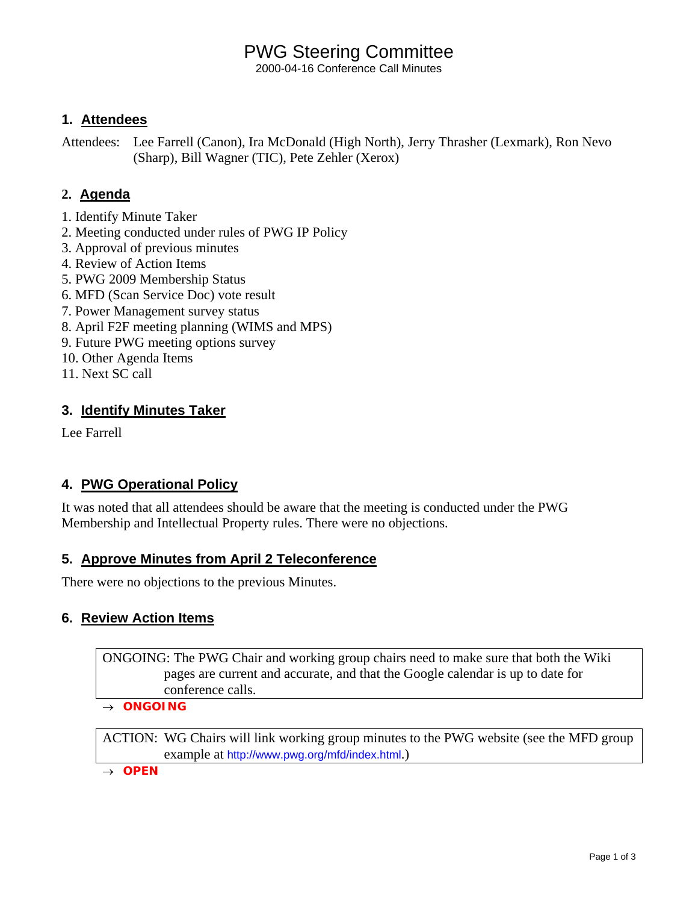# PWG Steering Committee

2000-04-16 Conference Call Minutes

## 1. Attendees

Attendees: Lee Farrell (Canon), Ira McDonald (High North), Jerry Thrasher (Lexmark), Ron Nevo (Sharp), Bill Wagner (TIC), Pete Zehler (Xerox)

## 2. Agenda

1. Identify Minute Taker
2. Meeting conducted under rules of PWG IP Policy
3. Approval of previous minutes
4. Review of Action Items
5. PWG 2009 Membership Status
6. MFD (Scan Service Doc) vote result
7. Power Management survey status
8. April F2F meeting planning (WIMS and MPS)
9. Future PWG meeting options survey
10. Other Agenda Items
11. Next SC call

## 3. Identify Minutes Taker

Lee Farrell

## 4. PWG Operational Policy

It was noted that all attendees should be aware that the meeting is conducted under the PWG Membership and Intellectual Property rules. There were no objections.

## 5. Approve Minutes from April 2 Teleconference

There were no objections to the previous Minutes.

## 6. Review Action Items

ONGOING: The PWG Chair and working group chairs need to make sure that both the Wiki pages are current and accurate, and that the Google calendar is up to date for conference calls.

→ **ONGOING**

ACTION: WG Chairs will link working group minutes to the PWG website (see the MFD group example at http://www.pwg.org/mfd/index.html.)

→ **OPEN**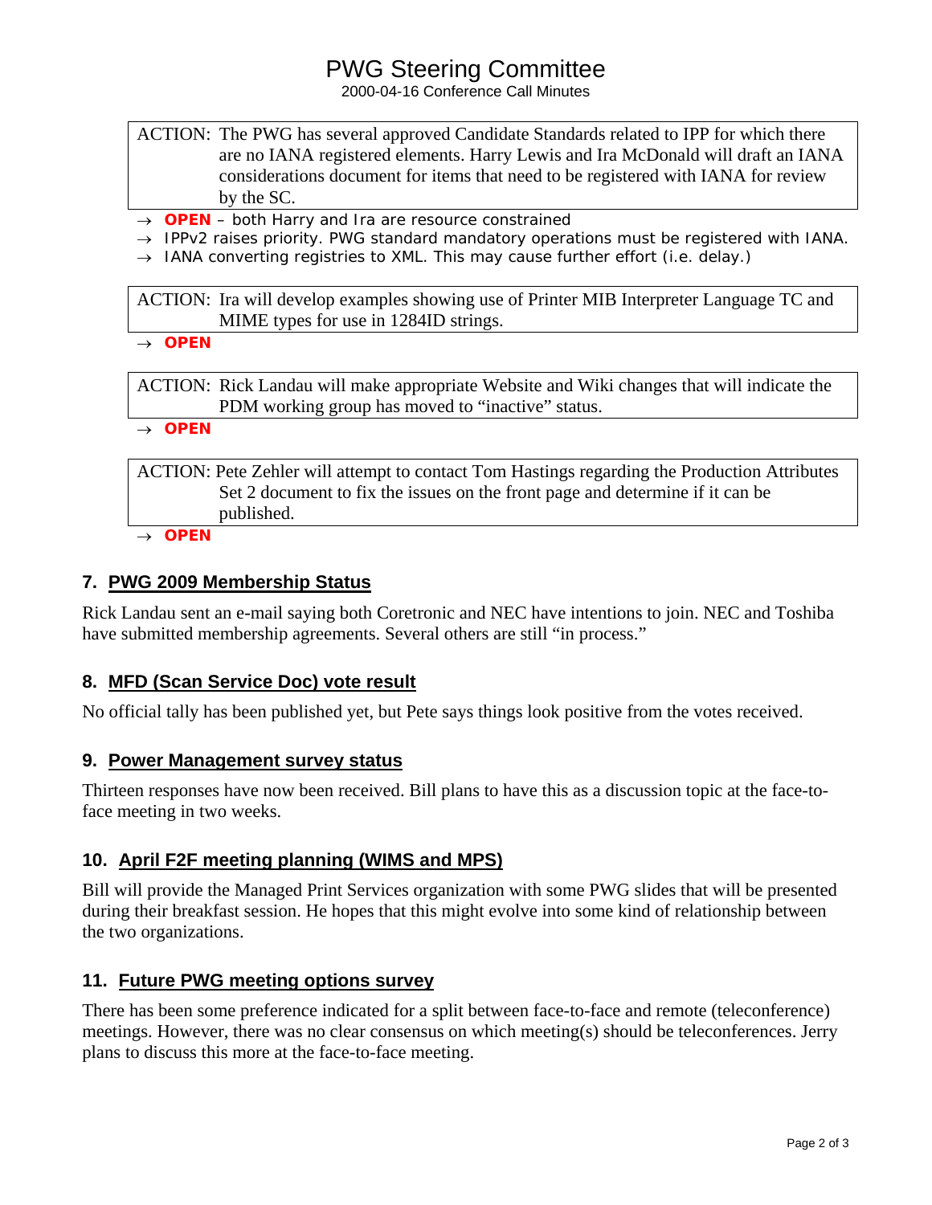PWG Steering Committee

2000-04-16 Conference Call Minutes

ACTION: The PWG has several approved Candidate Standards related to IPP for which there are no IANA registered elements. Harry Lewis and Ira McDonald will draft an IANA considerations document for items that need to be registered with IANA for review by the SC.

→ **OPEN** – both Harry and Ira are resource constrained

→ IPPv2 raises priority. PWG standard mandatory operations must be registered with IANA.

→ IANA converting registries to XML. This may cause further effort (i.e. delay.)

ACTION: Ira will develop examples showing use of Printer MIB Interpreter Language TC and MIME types for use in 1284ID strings.

→ **OPEN**

ACTION: Rick Landau will make appropriate Website and Wiki changes that will indicate the PDM working group has moved to "inactive" status.

→ **OPEN**

ACTION: Pete Zehler will attempt to contact Tom Hastings regarding the Production Attributes Set 2 document to fix the issues on the front page and determine if it can be published.

→ **OPEN**

## 7. PWG 2009 Membership Status

Rick Landau sent an e-mail saying both Coretronic and NEC have intentions to join. NEC and Toshiba have submitted membership agreements. Several others are still "in process."

## 8. MFD (Scan Service Doc) vote result

No official tally has been published yet, but Pete says things look positive from the votes received.

## 9. Power Management survey status

Thirteen responses have now been received. Bill plans to have this as a discussion topic at the face-to-face meeting in two weeks.

## 10. April F2F meeting planning (WIMS and MPS)

Bill will provide the Managed Print Services organization with some PWG slides that will be presented during their breakfast session. He hopes that this might evolve into some kind of relationship between the two organizations.

## 11. Future PWG meeting options survey

There has been some preference indicated for a split between face-to-face and remote (teleconference) meetings. However, there was no clear consensus on which meeting(s) should be teleconferences. Jerry plans to discuss this more at the face-to-face meeting.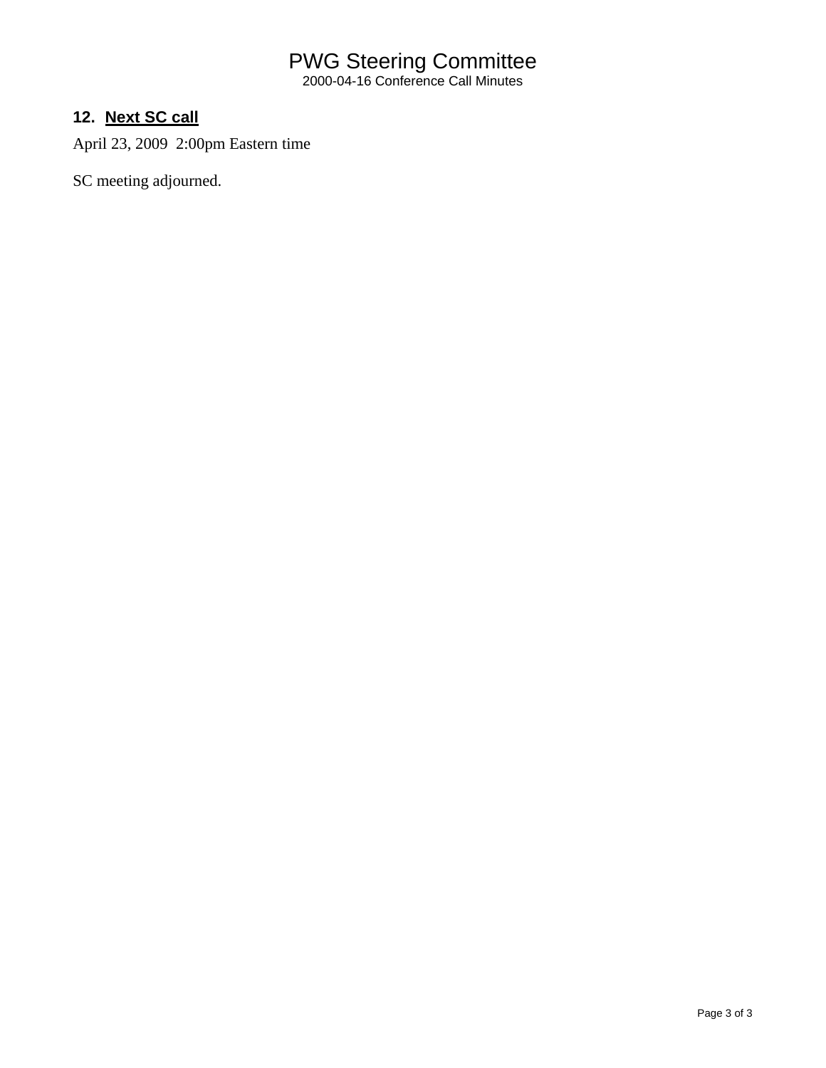## 12. Next SC call

April 23, 2009 2:00pm Eastern time

SC meeting adjourned.